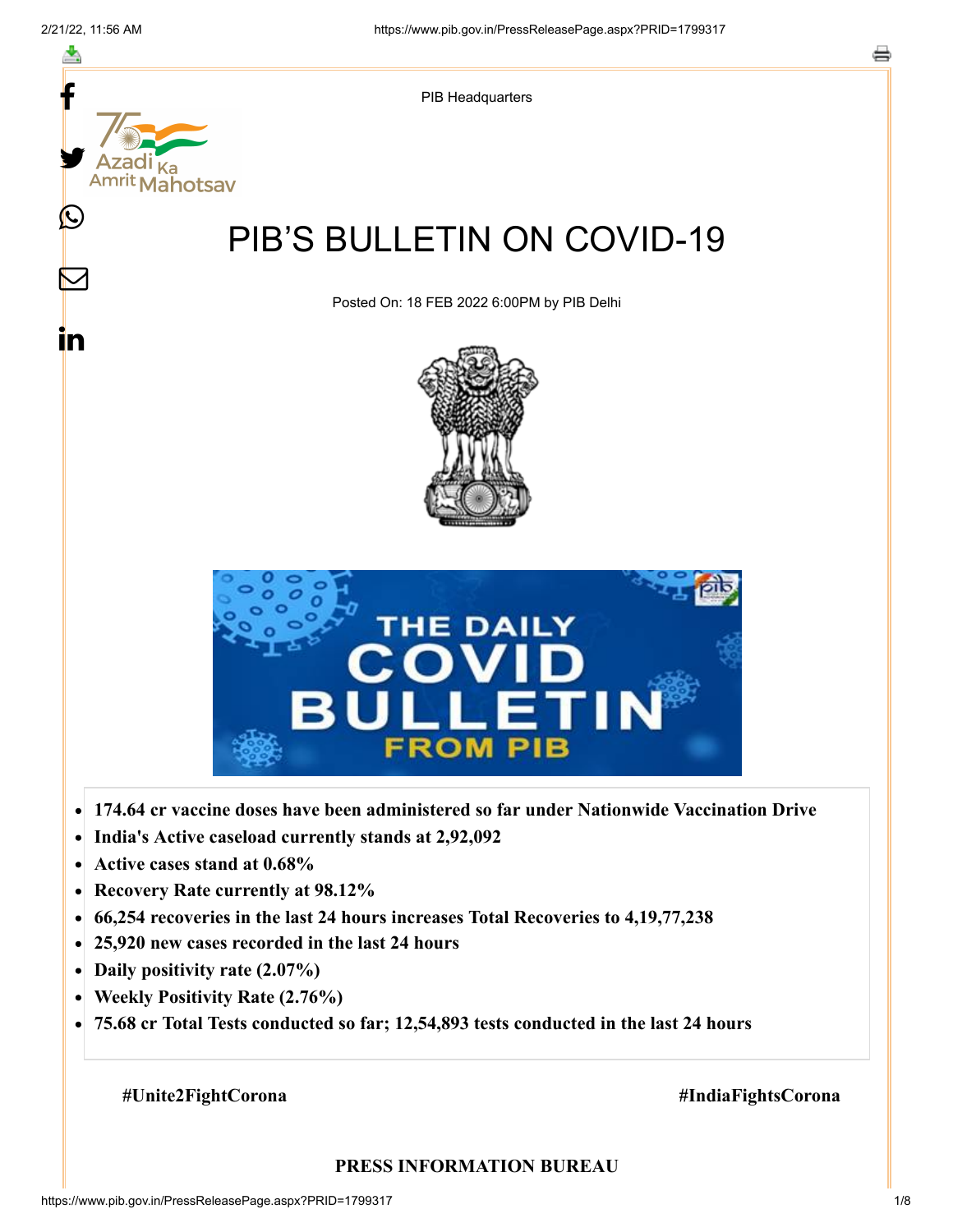PIB Headquarters

# PIB'S BULLETIN ON COVID-19

Posted On: 18 FEB 2022 6:00PM by PIB Delhi

- **174.64 cr vaccine doses have been administered so far under Nationwide Vaccination Drive**
- **India's Active caseload currently stands at 2,92,092**
- **Active cases stand at 0.68%**
- **Recovery Rate currently at 98.12%**
- **66,254 recoveries in the last 24 hours increases Total Recoveries to 4,19,77,238**
- **25,920 new cases recorded in the last 24 hours**
- **Daily positivity rate (2.07%)**
- **Weekly Positivity Rate (2.76%)**
- **75.68 cr Total Tests conducted so far; 12,54,893 tests conducted in the last 24 hours**

**#Unite2FightCorona** **#IndiaFightsCorona**

**PRESS INFORMATION BUREAU**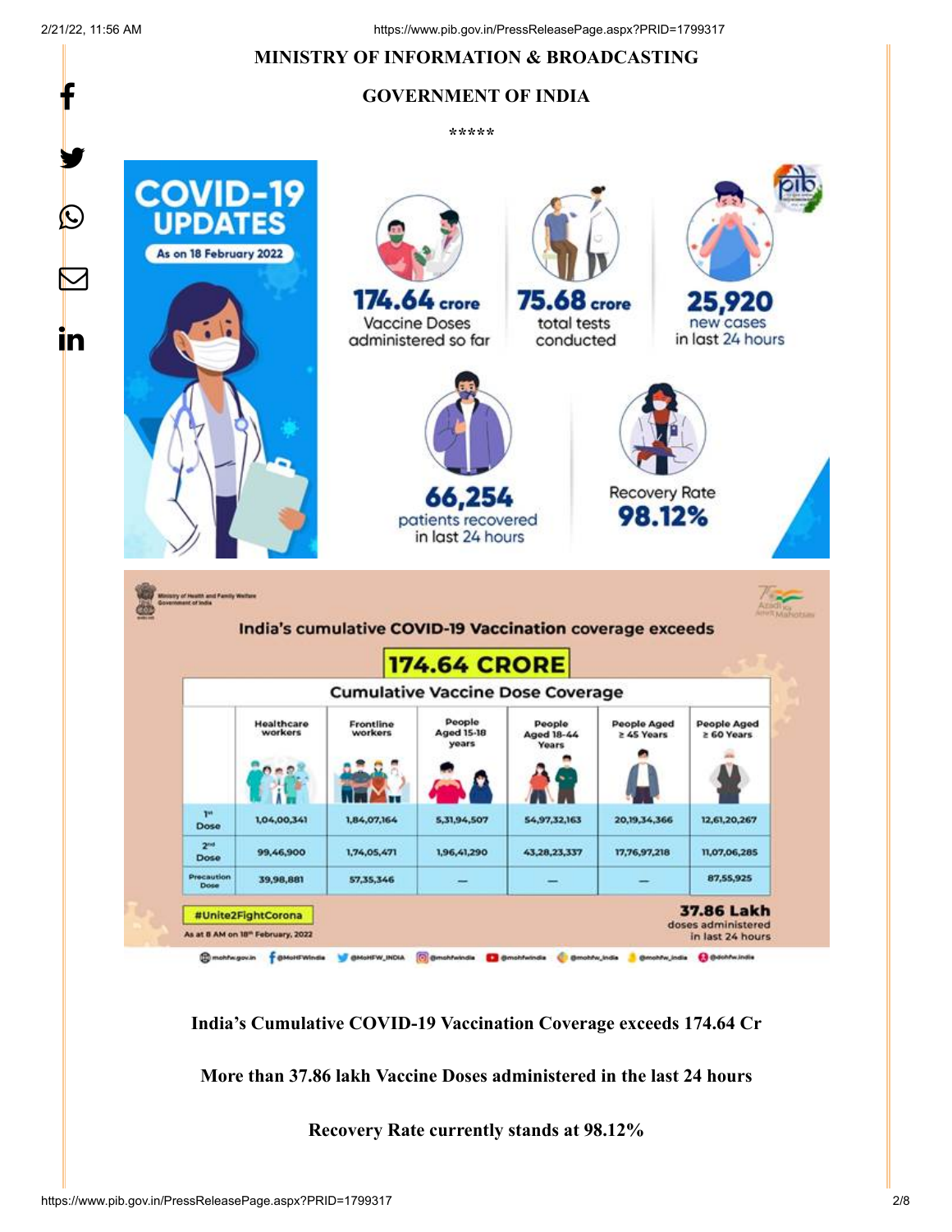**MINISTRY OF INFORMATION & BROADCASTING**

**GOVERNMENT OF INDIA**

*****

COVID-19 UPDATES

As on 18 February 2022

174.64 crore Vaccine Doses administered so far

75.68 crore total tests conducted

25,920 new cases in last 24 hours

66,254 patients recovered in last 24 hours

Recovery Rate 98.12%

India's cumulative COVID-19 Vaccination coverage exceeds

174.64 CRORE

Cumulative Vaccine Dose Coverage

| | Healthcare workers | Frontline workers | People Aged 15-18 years | People Aged 18-44 Years | People Aged ≥ 45 Years | People Aged ≥ 60 Years |
|---|---|---|---|---|---|---|
| 1st Dose | 1,04,00,341 | 1,84,07,164 | 5,31,94,507 | 54,97,32,163 | 20,19,34,366 | 12,61,20,267 |
| 2nd Dose | 99,46,900 | 1,74,05,471 | 1,96,41,290 | 43,28,23,337 | 17,76,97,218 | 11,07,06,285 |
| Precaution Dose | 39,98,881 | 57,35,346 | — | — | — | 87,55,925 |

#Unite2FightCorona

As at 8 AM on 18th February, 2022

37.86 Lakh doses administered in last 24 hours

**India's Cumulative COVID-19 Vaccination Coverage exceeds 174.64 Cr**

**More than 37.86 lakh Vaccine Doses administered in the last 24 hours**

**Recovery Rate currently stands at 98.12%**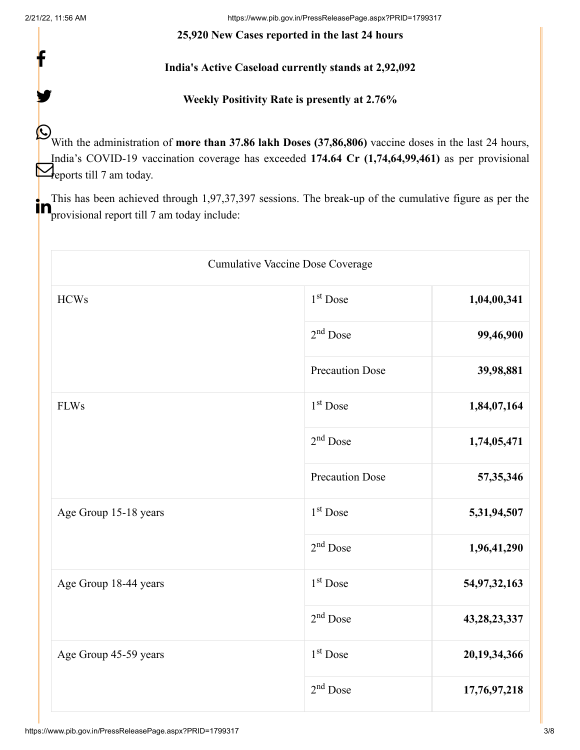**25,920 New Cases reported in the last 24 hours**

**India's Active Caseload currently stands at 2,92,092**

**Weekly Positivity Rate is presently at 2.76%**

With the administration of **more than 37.86 lakh Doses (37,86,806)** vaccine doses in the last 24 hours, India's COVID-19 vaccination coverage has exceeded **174.64 Cr (1,74,64,99,461)** as per provisional reports till 7 am today.

This has been achieved through 1,97,37,397 sessions. The break-up of the cumulative figure as per the provisional report till 7 am today include:

| Cumulative Vaccine Dose Coverage | | |
|---|---|---|
| HCWs | 1st Dose | **1,04,00,341** |
| | 2nd Dose | **99,46,900** |
| | Precaution Dose | **39,98,881** |
| FLWs | 1st Dose | **1,84,07,164** |
| | 2nd Dose | **1,74,05,471** |
| | Precaution Dose | **57,35,346** |
| Age Group 15-18 years | 1st Dose | **5,31,94,507** |
| | 2nd Dose | **1,96,41,290** |
| Age Group 18-44 years | 1st Dose | **54,97,32,163** |
| | 2nd Dose | **43,28,23,337** |
| Age Group 45-59 years | 1st Dose | **20,19,34,366** |
| | 2nd Dose | **17,76,97,218** |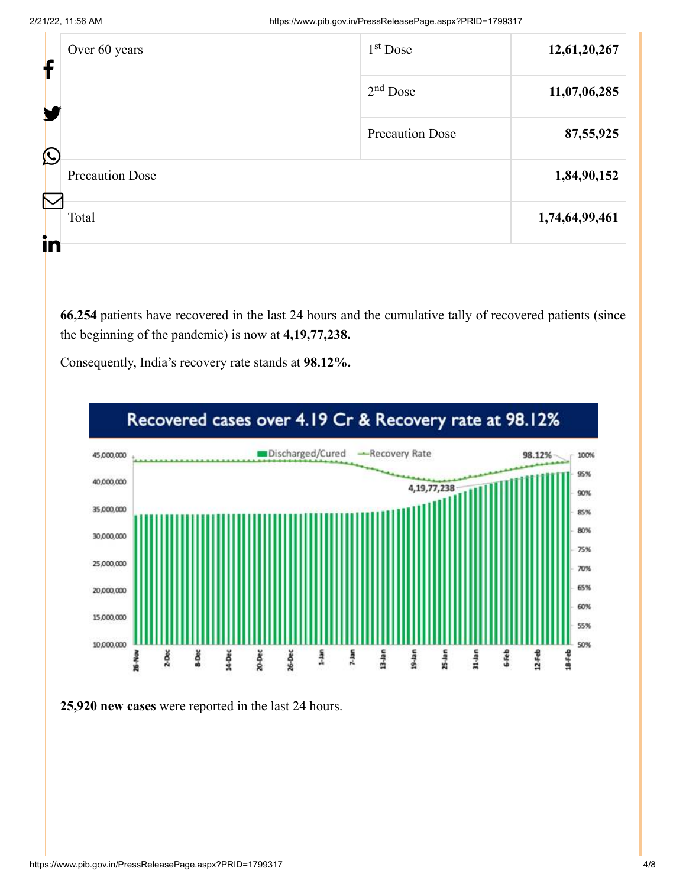| Over 60 years | 1st Dose | 12,61,20,267 |
|---|---|---|
| | 2nd Dose | 11,07,06,285 |
| | Precaution Dose | 87,55,925 |
| Precaution Dose | | 1,84,90,152 |
| Total | | 1,74,64,99,461 |

**66,254** patients have recovered in the last 24 hours and the cumulative tally of recovered patients (since the beginning of the pandemic) is now at **4,19,77,238.**

Consequently, India's recovery rate stands at **98.12%.**

Recovered cases over 4.19 Cr & Recovery rate at 98.12%

**25,920 new cases** were reported in the last 24 hours.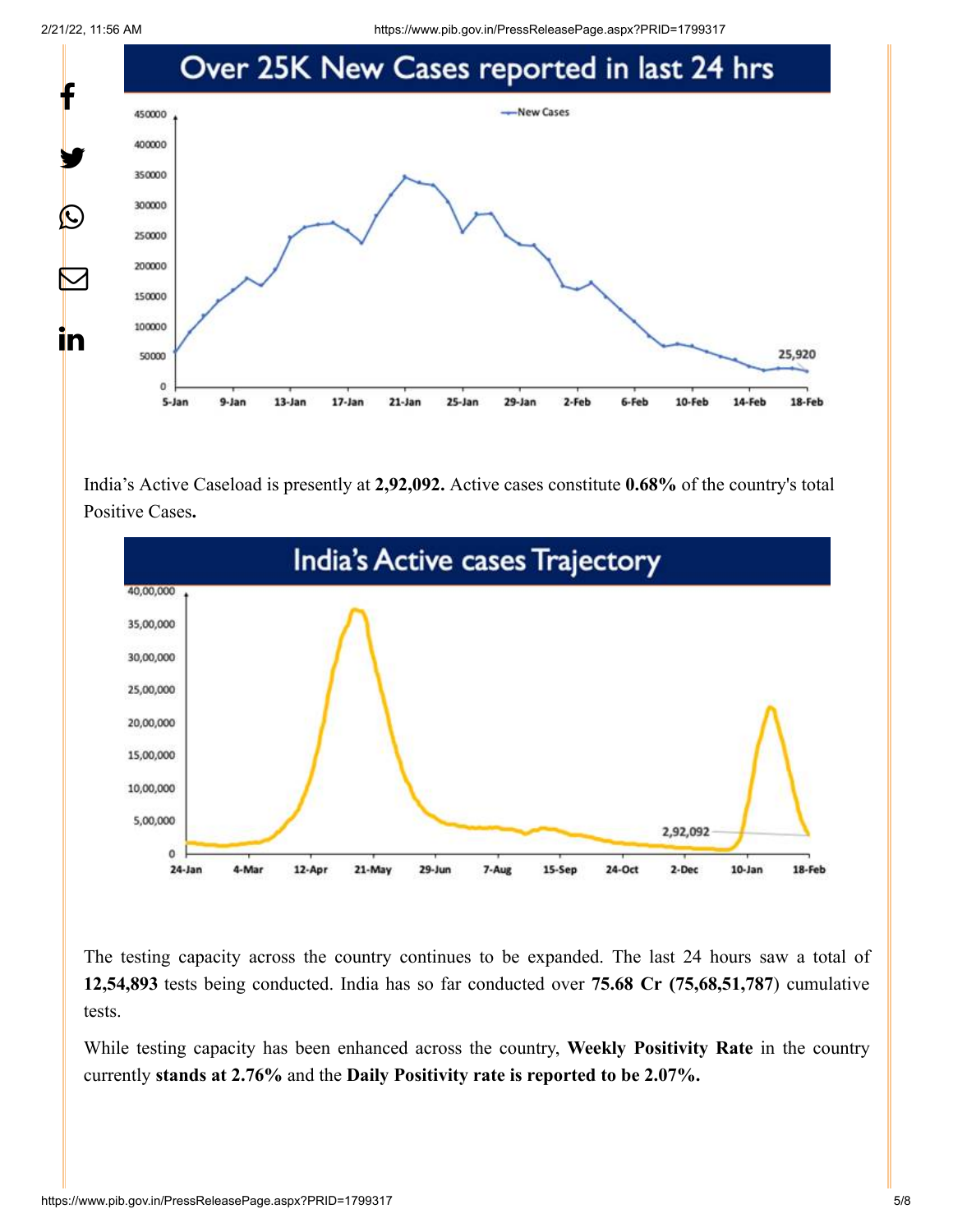India's Active Caseload is presently at **2,92,092.** Active cases constitute **0.68%** of the country's total Positive Cases**.**

The testing capacity across the country continues to be expanded. The last 24 hours saw a total of **12,54,893** tests being conducted. India has so far conducted over **75.68 Cr (75,68,51,787**) cumulative tests.

While testing capacity has been enhanced across the country, **Weekly Positivity Rate** in the country currently **stands at 2.76%** and the **Daily Positivity rate is reported to be 2.07%.**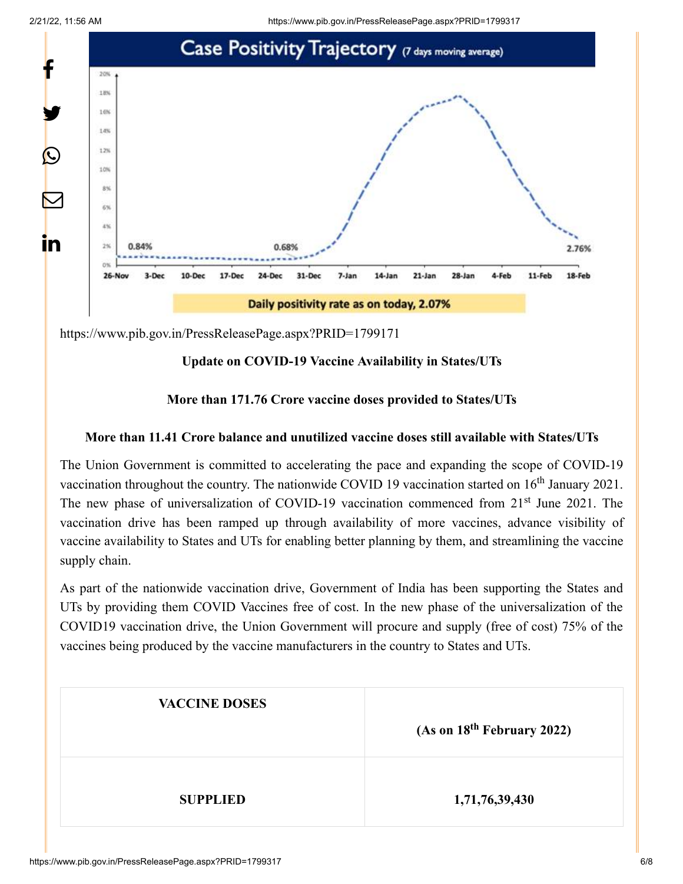https://www.pib.gov.in/PressReleasePage.aspx?PRID=1799171

**Update on COVID-19 Vaccine Availability in States/UTs**

**More than 171.76 Crore vaccine doses provided to States/UTs**

**More than 11.41 Crore balance and unutilized vaccine doses still available with States/UTs**

The Union Government is committed to accelerating the pace and expanding the scope of COVID-19 vaccination throughout the country. The nationwide COVID 19 vaccination started on 16th January 2021. The new phase of universalization of COVID-19 vaccination commenced from 21st June 2021. The vaccination drive has been ramped up through availability of more vaccines, advance visibility of vaccine availability to States and UTs for enabling better planning by them, and streamlining the vaccine supply chain.

As part of the nationwide vaccination drive, Government of India has been supporting the States and UTs by providing them COVID Vaccines free of cost. In the new phase of the universalization of the COVID19 vaccination drive, the Union Government will procure and supply (free of cost) 75% of the vaccines being produced by the vaccine manufacturers in the country to States and UTs.

| VACCINE DOSES | (As on 18th February 2022) |
|---|---|
| SUPPLIED | 1,71,76,39,430 |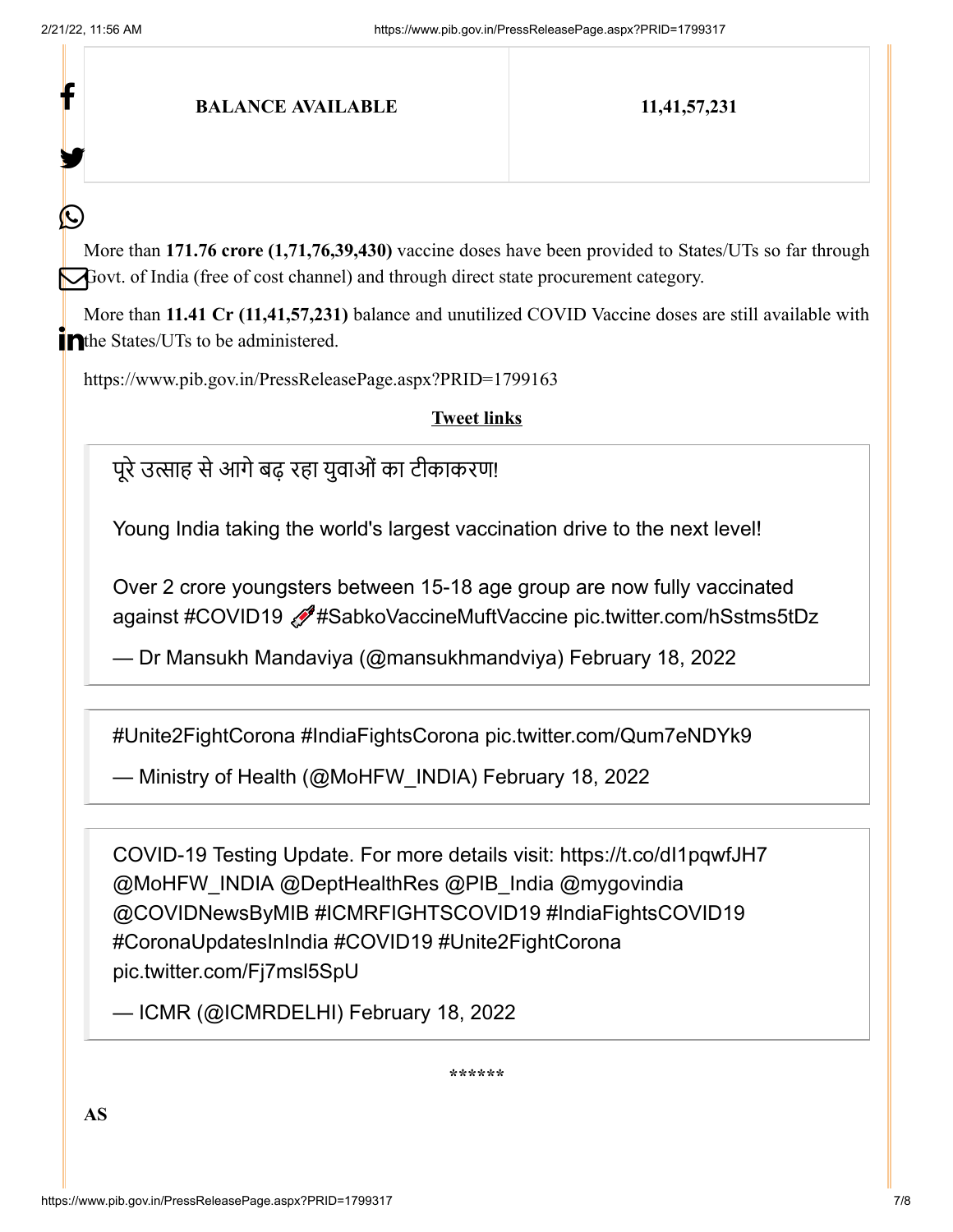| BALANCE AVAILABLE | 11,41,57,231 |
|---|---|

More than **171.76 crore (1,71,76,39,430)** vaccine doses have been provided to States/UTs so far through Govt. of India (free of cost channel) and through direct state procurement category.

More than **11.41 Cr (11,41,57,231)** balance and unutilized COVID Vaccine doses are still available with the States/UTs to be administered.

https://www.pib.gov.in/PressReleasePage.aspx?PRID=1799163

**Tweet links**

> पूरे उत्साह से आगे बढ़ रहा युवाओं का टीकाकरण!
>
> Young India taking the world's largest vaccination drive to the next level!
>
> Over 2 crore youngsters between 15-18 age group are now fully vaccinated against #COVID19 💉#SabkoVaccineMuftVaccine pic.twitter.com/hSstms5tDz
>
> — Dr Mansukh Mandaviya (@mansukhmandviya) February 18, 2022

> #Unite2FightCorona #IndiaFightsCorona pic.twitter.com/Qum7eNDYk9
>
> — Ministry of Health (@MoHFW_INDIA) February 18, 2022

> COVID-19 Testing Update. For more details visit: https://t.co/dI1pqwfJH7 @MoHFW_INDIA @DeptHealthRes @PIB_India @mygovindia @COVIDNewsByMIB #ICMRFIGHTSCOVID19 #IndiaFightsCOVID19 #CoronaUpdatesInIndia #COVID19 #Unite2FightCorona pic.twitter.com/Fj7msl5SpU
>
> — ICMR (@ICMRDELHI) February 18, 2022

******

**AS**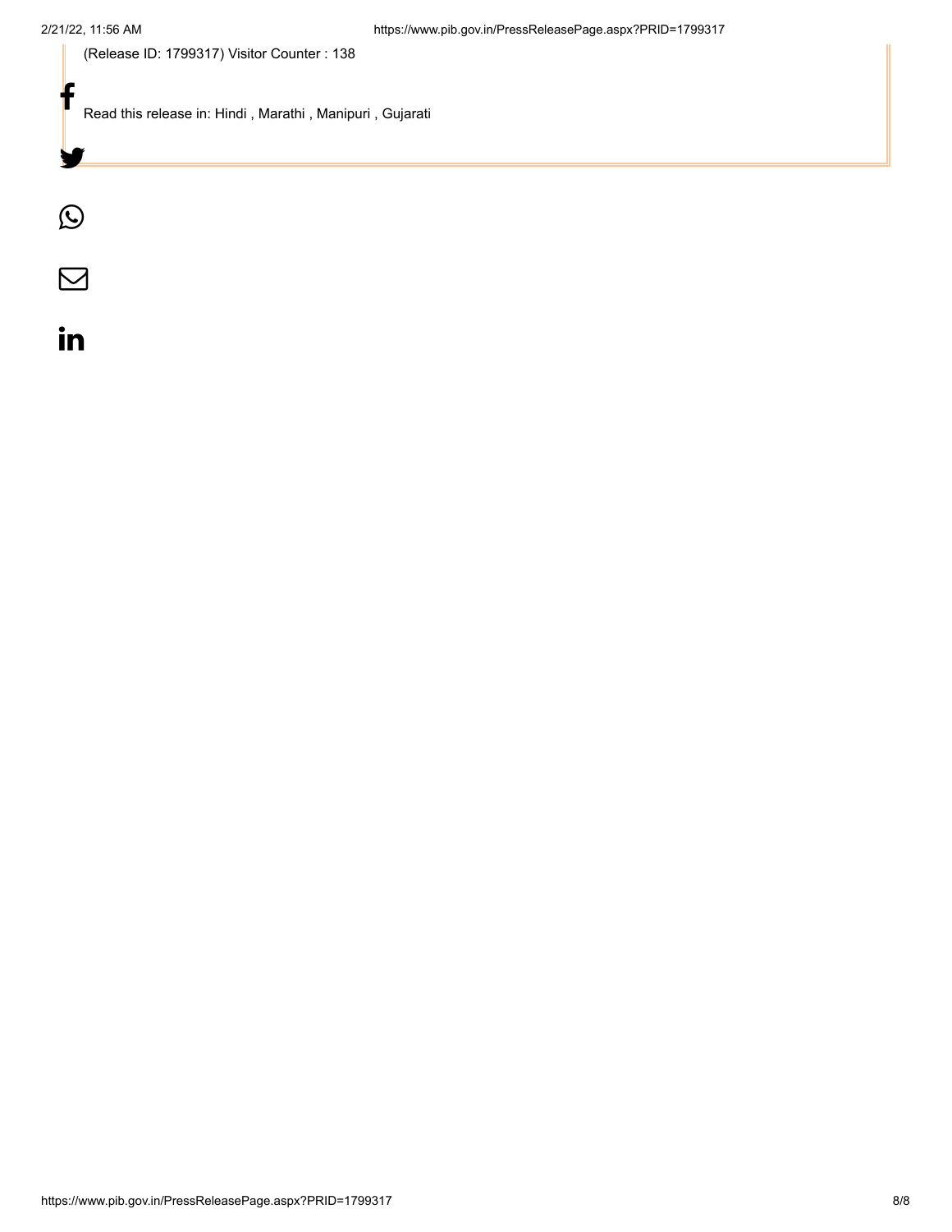(Release ID: 1799317) Visitor Counter : 138

Read this release in: Hindi , Marathi , Manipuri , Gujarati